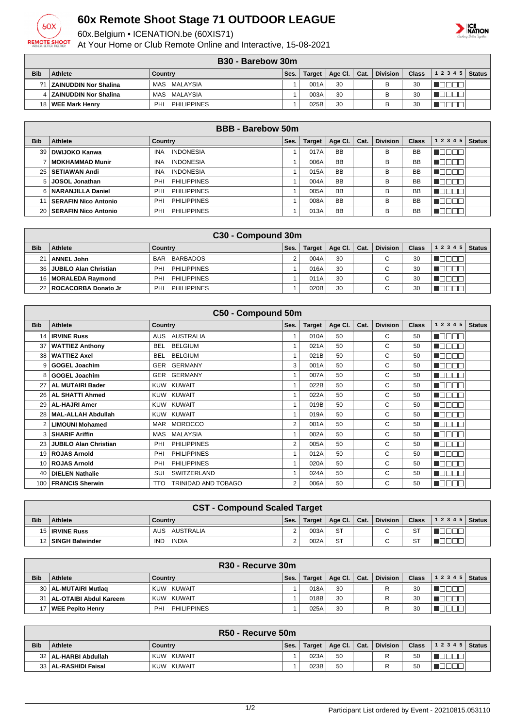# 60x Remote Shoot Stage 71 OUTDOOR LEAGUE

60x.Belgium • ICENATION.be (60XIS71)

At Your Home or Club Remote Online and Interactive, 15-08-2021

## B30 - Barebow 30m

| Bib | Athlete | Country | Ses. | Target | Age Cl. | Cat. | Division | Class | 1 2 3 4 5 | Status |
|---|---|---|---|---|---|---|---|---|---|---|
| ?1 | ZAINUDDIN Nor Shalina | MAS MALAYSIA | 1 | 001A | 30 | | B | 30 | | |
| 4 | ZAINUDDIN Nor Shalina | MAS MALAYSIA | 1 | 003A | 30 | | B | 30 | | |
| 18 | WEE Mark Henry | PHI PHILIPPINES | 1 | 025B | 30 | | B | 30 | | |

## BBB - Barebow 50m

| Bib | Athlete | Country | Ses. | Target | Age Cl. | Cat. | Division | Class | 1 2 3 4 5 | Status |
|---|---|---|---|---|---|---|---|---|---|---|
| 39 | DWIJOKO Kanwa | INA INDONESIA | 1 | 017A | BB | | B | BB | | |
| 7 | MOKHAMMAD Munir | INA INDONESIA | 1 | 006A | BB | | B | BB | | |
| 25 | SETIAWAN Andi | INA INDONESIA | 1 | 015A | BB | | B | BB | | |
| 5 | JOSOL Jonathan | PHI PHILIPPINES | 1 | 004A | BB | | B | BB | | |
| 6 | NARANJILLA Daniel | PHI PHILIPPINES | 1 | 005A | BB | | B | BB | | |
| 11 | SERAFIN Nico Antonio | PHI PHILIPPINES | 1 | 008A | BB | | B | BB | | |
| 20 | SERAFIN Nico Antonio | PHI PHILIPPINES | 1 | 013A | BB | | B | BB | | |

## C30 - Compound 30m

| Bib | Athlete | Country | Ses. | Target | Age Cl. | Cat. | Division | Class | 1 2 3 4 5 | Status |
|---|---|---|---|---|---|---|---|---|---|---|
| 21 | ANNEL John | BAR BARBADOS | 2 | 004A | 30 | | C | 30 | | |
| 36 | JUBILO Alan Christian | PHI PHILIPPINES | 1 | 016A | 30 | | C | 30 | | |
| 16 | MORALEDA Raymond | PHI PHILIPPINES | 1 | 011A | 30 | | C | 30 | | |
| 22 | ROCACORBA Donato Jr | PHI PHILIPPINES | 1 | 020B | 30 | | C | 30 | | |

## C50 - Compound 50m

| Bib | Athlete | Country | Ses. | Target | Age Cl. | Cat. | Division | Class | 1 2 3 4 5 | Status |
|---|---|---|---|---|---|---|---|---|---|---|
| 14 | IRVINE Russ | AUS AUSTRALIA | 1 | 010A | 50 | | C | 50 | | |
| 37 | WATTIEZ Anthony | BEL BELGIUM | 1 | 021A | 50 | | C | 50 | | |
| 38 | WATTIEZ Axel | BEL BELGIUM | 1 | 021B | 50 | | C | 50 | | |
| 9 | GOGEL Joachim | GER GERMANY | 3 | 001A | 50 | | C | 50 | | |
| 8 | GOGEL Joachim | GER GERMANY | 1 | 007A | 50 | | C | 50 | | |
| 27 | AL MUTAIRI Bader | KUW KUWAIT | 1 | 022B | 50 | | C | 50 | | |
| 26 | AL SHATTI Ahmed | KUW KUWAIT | 1 | 022A | 50 | | C | 50 | | |
| 29 | AL-HAJRI Amer | KUW KUWAIT | 1 | 019B | 50 | | C | 50 | | |
| 28 | MAL-ALLAH Abdullah | KUW KUWAIT | 1 | 019A | 50 | | C | 50 | | |
| 2 | LIMOUNI Mohamed | MAR MOROCCO | 2 | 001A | 50 | | C | 50 | | |
| 3 | SHARIF Ariffin | MAS MALAYSIA | 1 | 002A | 50 | | C | 50 | | |
| 23 | JUBILO Alan Christian | PHI PHILIPPINES | 2 | 005A | 50 | | C | 50 | | |
| 19 | ROJAS Arnold | PHI PHILIPPINES | 1 | 012A | 50 | | C | 50 | | |
| 10 | ROJAS Arnold | PHI PHILIPPINES | 1 | 020A | 50 | | C | 50 | | |
| 40 | DIELEN Nathalie | SUI SWITZERLAND | 1 | 024A | 50 | | C | 50 | | |
| 100 | FRANCIS Sherwin | TTO TRINIDAD AND TOBAGO | 2 | 006A | 50 | | C | 50 | | |

## CST - Compound Scaled Target

| Bib | Athlete | Country | Ses. | Target | Age Cl. | Cat. | Division | Class | 1 2 3 4 5 | Status |
|---|---|---|---|---|---|---|---|---|---|---|
| 15 | IRVINE Russ | AUS AUSTRALIA | 2 | 003A | ST | | C | ST | | |
| 12 | SINGH Balwinder | IND INDIA | 2 | 002A | ST | | C | ST | | |

## R30 - Recurve 30m

| Bib | Athlete | Country | Ses. | Target | Age Cl. | Cat. | Division | Class | 1 2 3 4 5 | Status |
|---|---|---|---|---|---|---|---|---|---|---|
| 30 | AL-MUTAIRI Mutlaq | KUW KUWAIT | 1 | 018A | 30 | | R | 30 | | |
| 31 | AL-OTAIBI Abdul Kareem | KUW KUWAIT | 1 | 018B | 30 | | R | 30 | | |
| 17 | WEE Pepito Henry | PHI PHILIPPINES | 1 | 025A | 30 | | R | 30 | | |

## R50 - Recurve 50m

| Bib | Athlete | Country | Ses. | Target | Age Cl. | Cat. | Division | Class | 1 2 3 4 5 | Status |
|---|---|---|---|---|---|---|---|---|---|---|
| 32 | AL-HARBI Abdullah | KUW KUWAIT | 1 | 023A | 50 | | R | 50 | | |
| 33 | AL-RASHIDI Faisal | KUW KUWAIT | 1 | 023B | 50 | | R | 50 | | |

Participant List ordered by Event - 20210815.053110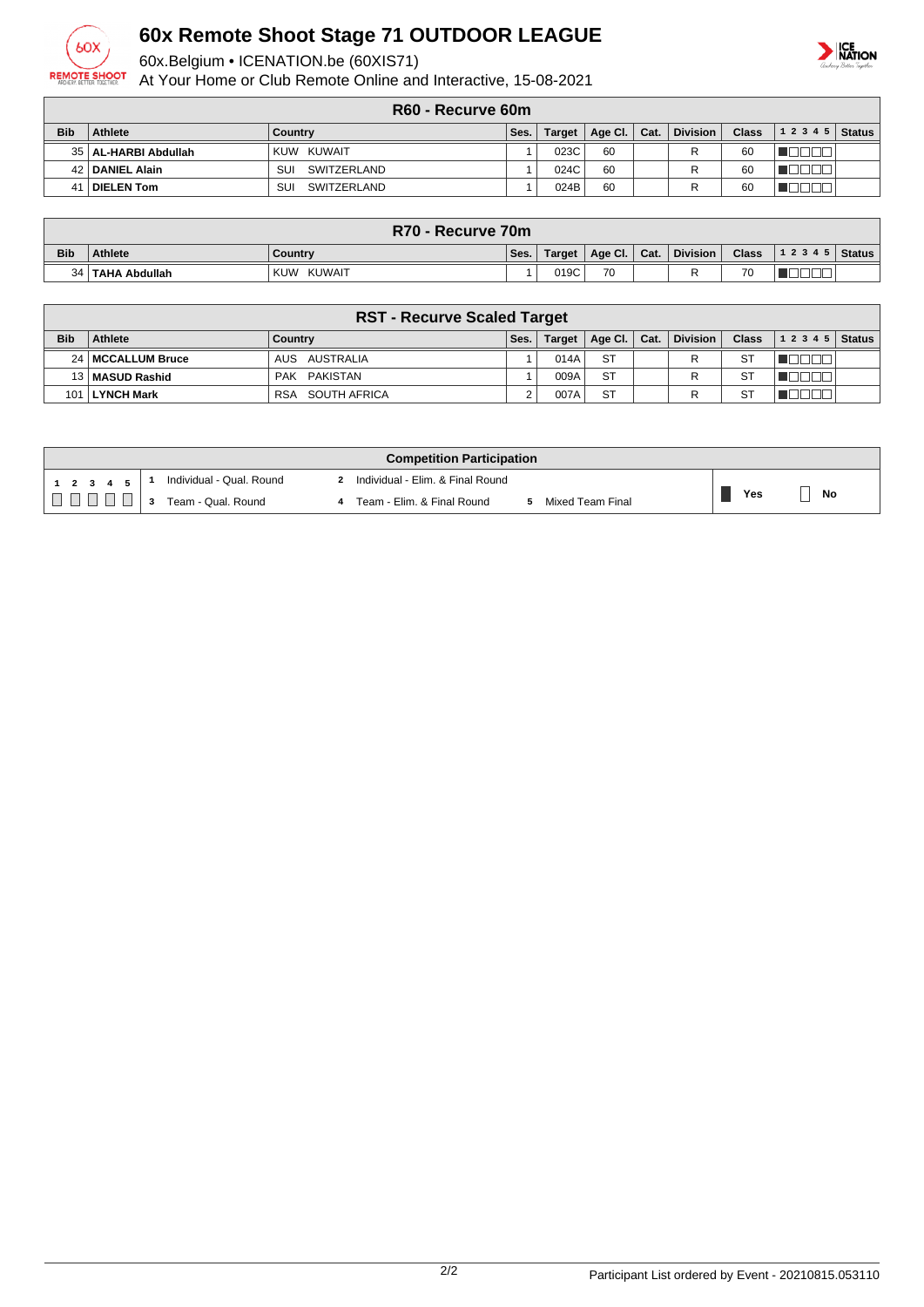# 60x Remote Shoot Stage 71 OUTDOOR LEAGUE

60x.Belgium • ICENATION.be (60XIS71)

At Your Home or Club Remote Online and Interactive, 15-08-2021

## R60 - Recurve 60m

| Bib | Athlete | Country | Ses. | Target | Age Cl. | Cat. | Division | Class | 1 2 3 4 5 | Status |
|---|---|---|---|---|---|---|---|---|---|---|
| 35 | **AL-HARBI Abdullah** | KUW KUWAIT | 1 | 023C | 60 | | R | 60 | ■□□□□ | |
| 42 | **DANIEL Alain** | SUI SWITZERLAND | 1 | 024C | 60 | | R | 60 | ■□□□□ | |
| 41 | **DIELEN Tom** | SUI SWITZERLAND | 1 | 024B | 60 | | R | 60 | ■□□□□ | |

## R70 - Recurve 70m

| Bib | Athlete | Country | Ses. | Target | Age Cl. | Cat. | Division | Class | 1 2 3 4 5 | Status |
|---|---|---|---|---|---|---|---|---|---|---|
| 34 | **TAHA Abdullah** | KUW KUWAIT | 1 | 019C | 70 | | R | 70 | ■□□□□ | |

## RST - Recurve Scaled Target

| Bib | Athlete | Country | Ses. | Target | Age Cl. | Cat. | Division | Class | 1 2 3 4 5 | Status |
|---|---|---|---|---|---|---|---|---|---|---|
| 24 | **MCCALLUM Bruce** | AUS AUSTRALIA | 1 | 014A | ST | | R | ST | ■□□□□ | |
| 13 | **MASUD Rashid** | PAK PAKISTAN | 1 | 009A | ST | | R | ST | ■□□□□ | |
| 101 | **LYNCH Mark** | RSA SOUTH AFRICA | 2 | 007A | ST | | R | ST | ■□□□□ | |

## Competition Participation

| 1 2 3 4 5 | | | | |
|---|---|---|---|---|
| □ □ □ □ □ | 1 Individual - Qual. Round | 2 Individual - Elim. & Final Round | | ■ Yes □ No |
| | 3 Team - Qual. Round | 4 Team - Elim. & Final Round | 5 Mixed Team Final | |

Participant List ordered by Event - 20210815.053110